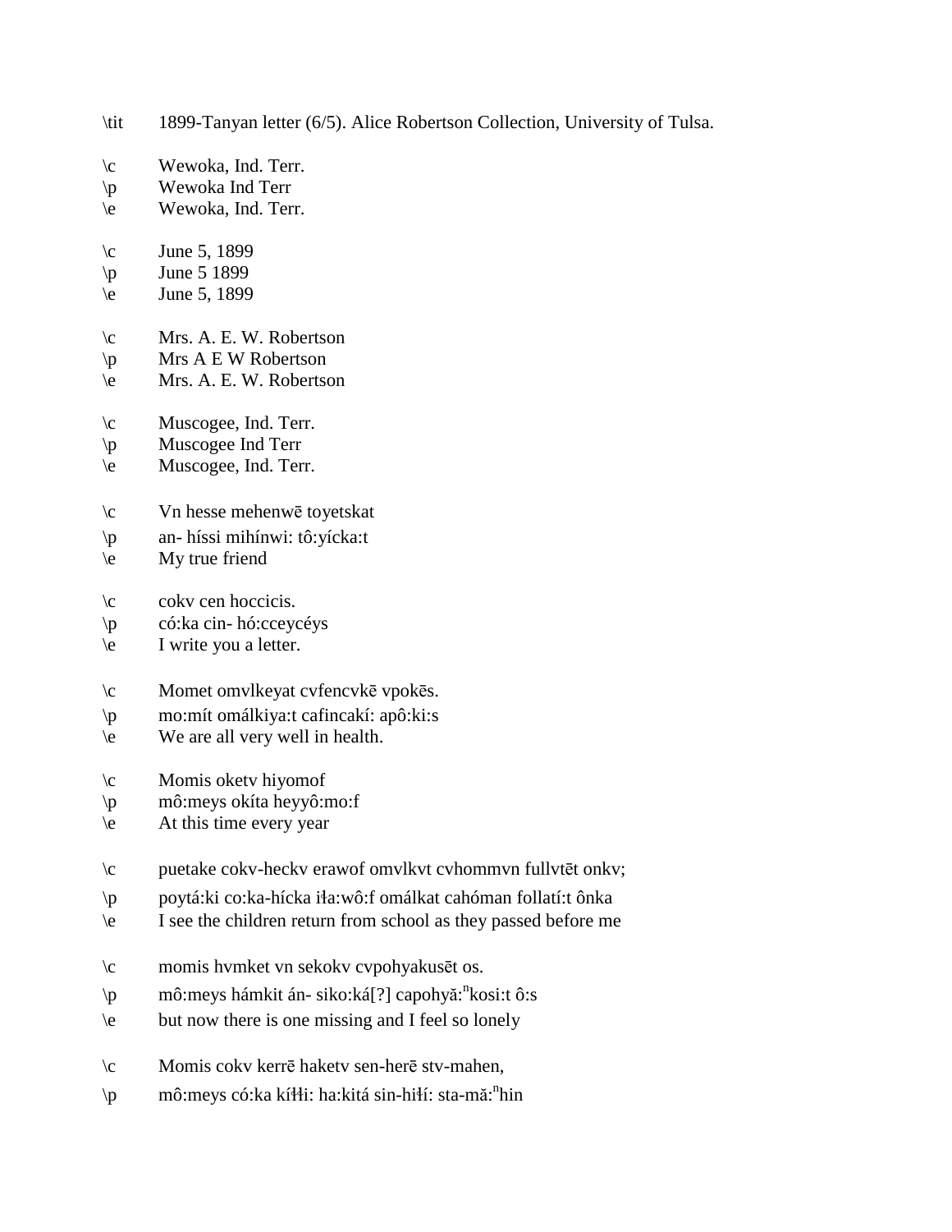\tit 1899-Tanyan letter (6/5). Alice Robertson Collection, University of Tulsa.

\c Wewoka, Ind. Terr.
\p Wewoka Ind Terr
\e Wewoka, Ind. Terr.

\c June 5, 1899
\p June 5 1899
\e June 5, 1899

\c Mrs. A. E. W. Robertson
\p Mrs A E W Robertson
\e Mrs. A. E. W. Robertson

\c Muscogee, Ind. Terr.
\p Muscogee Ind Terr
\e Muscogee, Ind. Terr.

\c Vn hesse mehenwē toyetskat
\p an- híssi mihínwi: tô:yícka:t
\e My true friend

\c cokv cen hoccicis.
\p có:ka cin- hó:cceycéys
\e I write you a letter.

\c Momet omvlkeyat cvfencvkē vpokēs.
\p mo:mít omálkiya:t cafincakí: apô:ki:s
\e We are all very well in health.

\c Momis oketv hiyomof
\p mô:meys okíta heyyô:mo:f
\e At this time every year

\c puetake cokv-heckv erawof omvlkvt cvhommvn fullvtēt onkv;
\p poytá:ki co:ka-hícka iɬa:wô:f omálkat cahóman follatí:t ônka
\e I see the children return from school as they passed before me

\c momis hvmket vn sekokv cvpohyakusēt os.
\p mô:meys hámkit án- siko:ká[?] capohyă:ⁿkosi:t ô:s
\e but now there is one missing and I feel so lonely

\c Momis cokv kerrē haketv sen-herē stv-mahen,
\p mô:meys có:ka kíɬɬi: ha:kitá sin-hiɬí: sta-mă:ⁿhin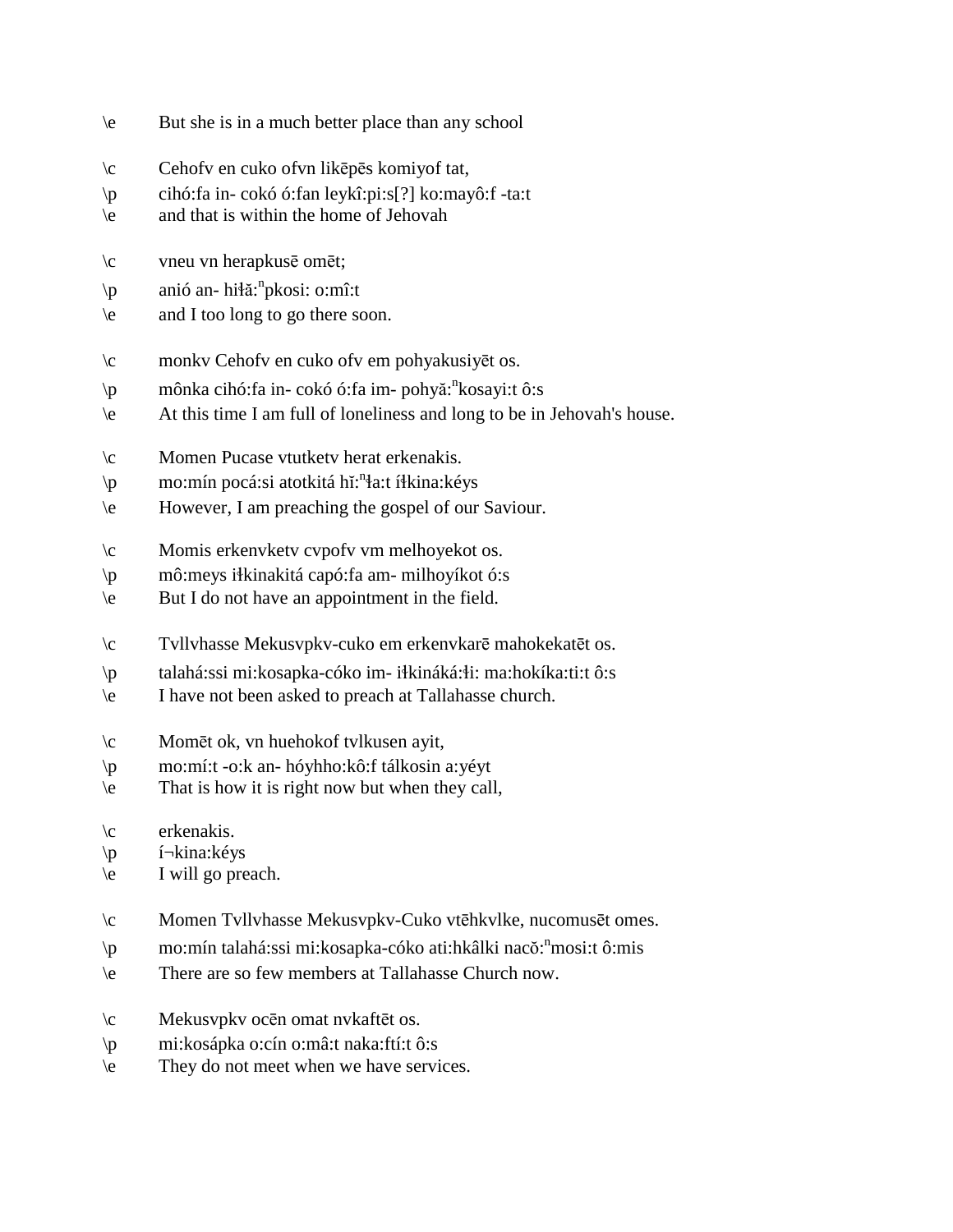\e But she is in a much better place than any school

\c Cehofv en cuko ofvn likēpēs komiyof tat,
\p cihó:fa in- cokó ó:fan leykî:pi:s[?] ko:mayô:f -ta:t
\e and that is within the home of Jehovah

\c vneu vn herapkusē omēt;
\p anió an- hiłă:$^{n}$pkosi: o:mî:t
\e and I too long to go there soon.

\c monkv Cehofv en cuko ofv em pohyakusiyēt os.
\p mônka cihó:fa in- cokó ó:fa im- pohyă:$^{n}$kosayi:t ô:s
\e At this time I am full of loneliness and long to be in Jehovah's house.

\c Momen Pucase vtutketv herat erkenakis.
\p mo:mín pocá:si atotkitá hĭ:$^{n}$ła:t íłkina:kéys
\e However, I am preaching the gospel of our Saviour.

\c Momis erkenvketv cvpofv vm melhoyekot os.
\p mô:meys iłkinakitá capó:fa am- milhoyíkot ó:s
\e But I do not have an appointment in the field.

\c Tvllvhasse Mekusvpkv-cuko em erkenvkarē mahokekatēt os.
\p talahá:ssi mi:kosapka-cóko im- iłkináká:łi: ma:hokíka:ti:t ô:s
\e I have not been asked to preach at Tallahasse church.

\c Momēt ok, vn huehokof tvlkusen ayit,
\p mo:mí:t -o:k an- hóyhho:kô:f tálkosin a:yéyt
\e That is how it is right now but when they call,

\c erkenakis.
\p í¬kina:kéys
\e I will go preach.

\c Momen Tvllvhasse Mekusvpkv-Cuko vtēhkvlke, nucomusēt omes.
\p mo:mín talahá:ssi mi:kosapka-cóko ati:hkâlki nacŏ:$^{n}$mosi:t ô:mis
\e There are so few members at Tallahasse Church now.

\c Mekusvpkv ocēn omat nvkaftēt os.
\p mi:kosápka o:cín o:mâ:t naka:ftí:t ô:s
\e They do not meet when we have services.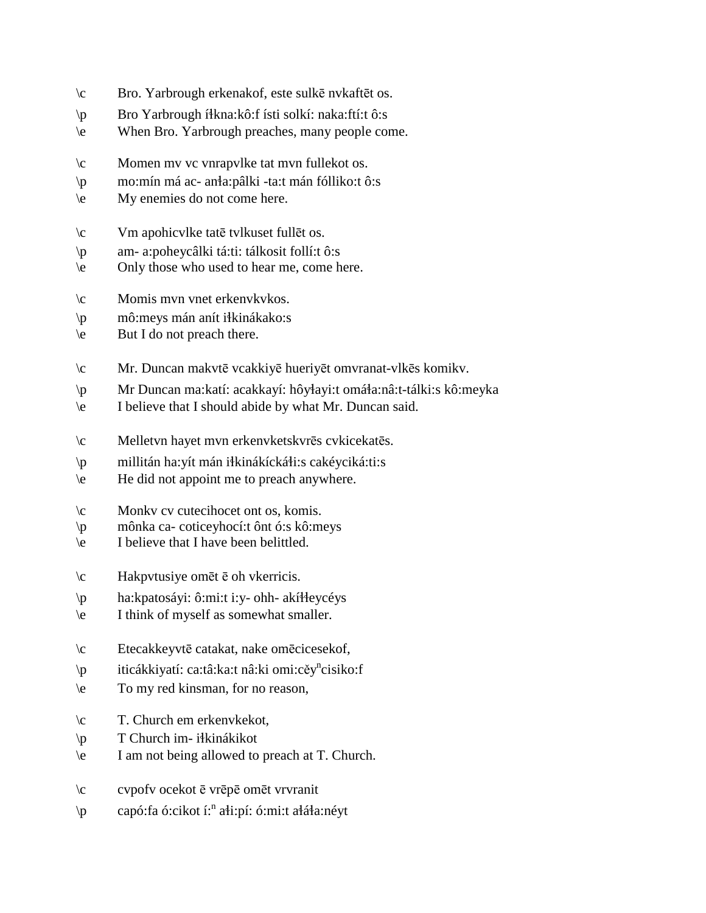\c Bro. Yarbrough erkenakof, este sulkē nvkaftēt os.
\p Bro Yarbrough íɬkna:kô:f ísti solkí: naka:ftí:t ô:s
\e When Bro. Yarbrough preaches, many people come.

\c Momen mv vc vnrapvlke tat mvn fullekot os.
\p mo:mín má ac- anɬa:pâlki -ta:t mán fólliko:t ô:s
\e My enemies do not come here.

\c Vm apohicvlke tatē tvlkuset fullēt os.
\p am- a:poheycâlki tá:ti: tálkosit follí:t ô:s
\e Only those who used to hear me, come here.

\c Momis mvn vnet erkenvkvkos.
\p mô:meys mán aním iɬkinákako:s
\e But I do not preach there.

\c Mr. Duncan makvtē vcakkiyē hueriyēt omvranat-vlkēs komikv.
\p Mr Duncan ma:katí: acakkayí: hôyɬayi:t omáɬa:nâ:t-tálki:s kô:meyka
\e I believe that I should abide by what Mr. Duncan said.

\c Melletvn hayet mvn erkenvketskvrēs cvkicekatēs.
\p millitán ha:yít mán iɬkinákíckáɬi:s cakéyciká:ti:s
\e He did not appoint me to preach anywhere.

\c Monkv cv cutecihocet ont os, komis.
\p mônka ca- coticeyhocí:t ônt ó:s kô:meys
\e I believe that I have been belittled.

\c Hakpvtusiye omēt ē oh vkerricis.
\p ha:kpatosáyi: ô:mi:t i:y- ohh- akíɬɬeycéys
\e I think of myself as somewhat smaller.

\c Etecakkeyvtē catakat, nake omēcicesekof,
\p iticákkiyatí: ca:tâ:ka:t nâ:ki omi:cěy$^{n}$cisiko:f
\e To my red kinsman, for no reason,

\c T. Church em erkenvkekot,
\p T Church im- iɬkinákikot
\e I am not being allowed to preach at T. Church.

\c cvpofv ocekot ē vrēpē omēt vrvranit
\p capó:fa ó:cikot í:$^{n}$ aɬi:pí: ó:mi:t aɬáɬa:néyt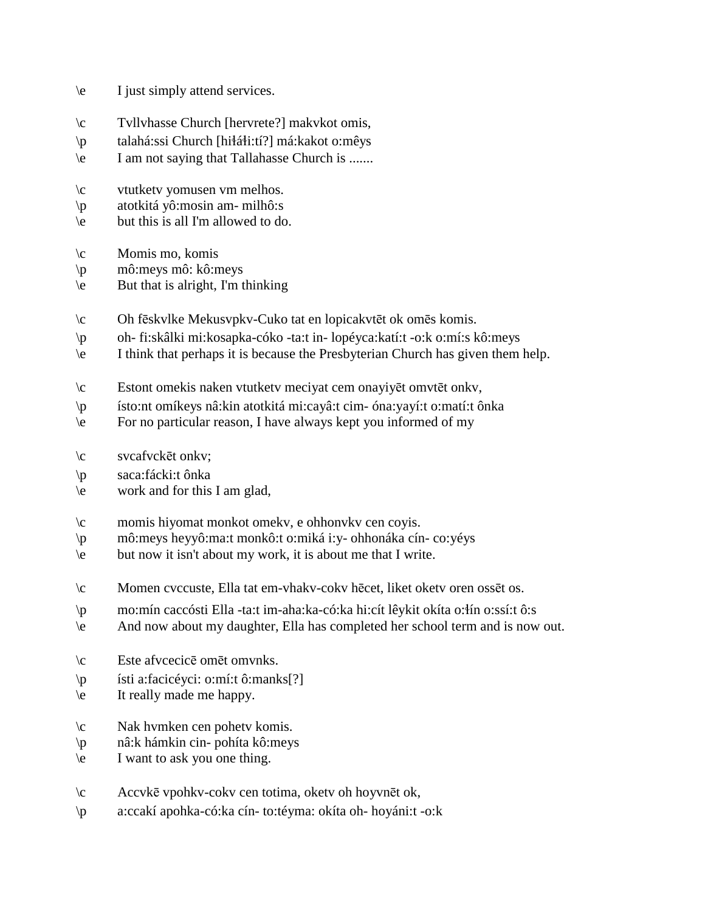\e	I just simply attend services.

\c	Tvllvhasse Church [hervrete?] makvkot omis,
\p	talahá:ssi Church [hiłáłi:tí?] má:kakot o:mêys
\e	I am not saying that Tallahasse Church is .......

\c	vtutketv yomusen vm melhos.
\p	atotkitá yô:mosin am- milhô:s
\e	but this is all I'm allowed to do.

\c	Momis mo, komis
\p	mô:meys mô: kô:meys
\e	But that is alright, I'm thinking

\c	Oh fēskvlke Mekusvpkv-Cuko tat en lopicakvtēt ok omēs komis.
\p	oh- fi:skâlki mi:kosapka-cóko -ta:t in- lopéyca:katí:t -o:k o:mí:s kô:meys
\e	I think that perhaps it is because the Presbyterian Church has given them help.

\c	Estont omekis naken vtutketv meciyat cem onayiyēt omvtēt onkv,
\p	ísto:nt omíkeys nâ:kin atotkitá mi:cayâ:t cim- óna:yayí:t o:matí:t ônka
\e	For no particular reason, I have always kept you informed of my

\c	svcafvckēt onkv;
\p	saca:fácki:t ônka
\e	work and for this I am glad,

\c	momis hiyomat monkot omekv, e ohhonvkv cen coyis.
\p	mô:meys heyyô:ma:t monkô:t o:miká i:y- ohhonáka cín- co:yéys
\e	but now it isn't about my work, it is about me that I write.

\c	Momen cvccuste, Ella tat em-vhakv-cokv hēcet, liket oketv oren ossēt os.
\p	mo:mín caccósti Ella -ta:t im-aha:ka-có:ka hi:cít lêykit okíta o:łín o:ssí:t ô:s
\e	And now about my daughter, Ella has completed her school term and is now out.

\c	Este afvcecicē omēt omvnks.
\p	ísti a:facicéyci: o:mí:t ô:manks[?]
\e	It really made me happy.

\c	Nak hvmken cen pohetv komis.
\p	nâ:k hámkin cin- pohíta kô:meys
\e	I want to ask you one thing.

\c	Accvkē vpohkv-cokv cen totima, oketv oh hoyvnēt ok,
\p	a:ccakí apohka-có:ka cín- to:téyma: okíta oh- hoyáni:t -o:k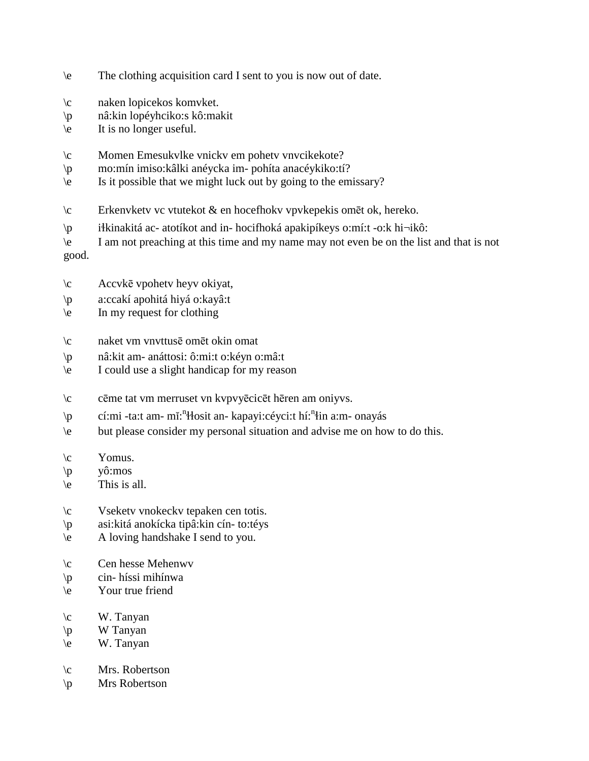\e The clothing acquisition card I sent to you is now out of date.

\c naken lopicekos komvket.
\p nâ:kin lopéyhciko:s kô:makit
\e It is no longer useful.

\c Momen Emesukvlke vnickv em pohetv vnvcikekote?
\p mo:mín imiso:kâlki anéycka im- pohíta anacéykiko:tí?
\e Is it possible that we might luck out by going to the emissary?

\c Erkenvketv vc vtutekot & en hocefhokv vpvkepekis omēt ok, hereko.
\p iɬkinakitá ac- atotíkot and in- hocifhoká apakipíkeys o:mí:t -o:k hi¬ikô:
\e I am not preaching at this time and my name may not even be on the list and that is not good.

\c Accvkē vpohetv heyv okiyat,
\p a:ccakí apohitá hiyá o:kayâ:t
\e In my request for clothing

\c naket vm vnvttusē omēt okin omat
\p nâ:kit am- anáttosi: ô:mi:t o:kéyn o:mâ:t
\e I could use a slight handicap for my reason

\c cēme tat vm merruset vn kvpvyēcicēt hēren am oniyvs.
\p cí:mi -ta:t am- mĭ:$^{n}$ɬɬosit an- kapayi:céyci:t hí:$^{n}$ɬin a:m- onayás
\e but please consider my personal situation and advise me on how to do this.

\c Yomus.
\p yô:mos
\e This is all.

\c Vseketv vnokeckv tepaken cen totis.
\p asi:kitá anokícka tipâ:kin cín- to:téys
\e A loving handshake I send to you.

\c Cen hesse Mehenwv
\p cin- híssi mihínwa
\e Your true friend

\c W. Tanyan
\p W Tanyan
\e W. Tanyan

\c Mrs. Robertson
\p Mrs Robertson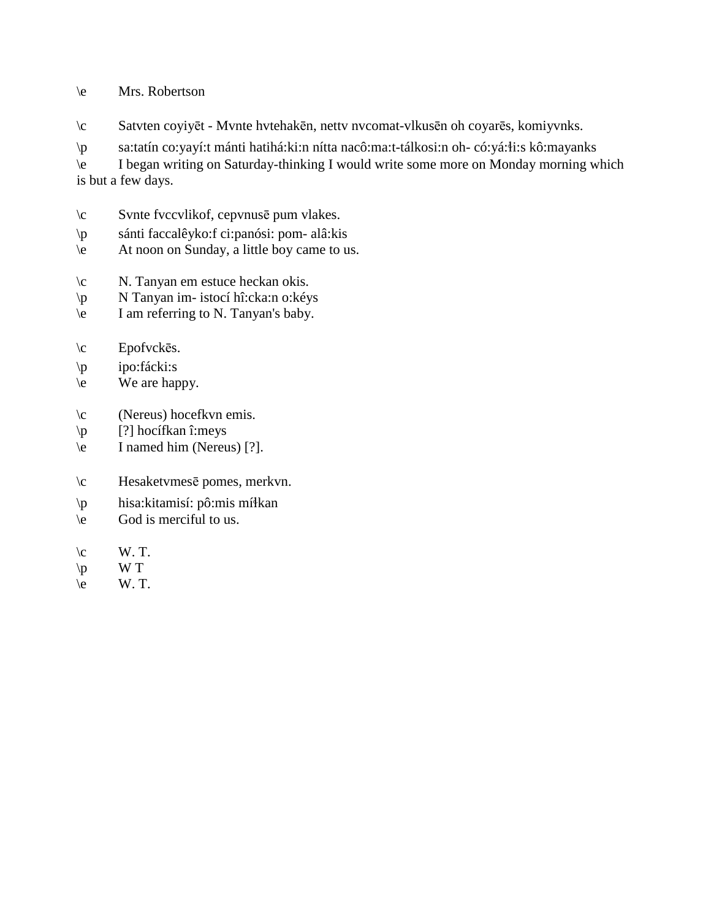\e Mrs. Robertson

\c Satvten coyiyēt - Mvnte hvtehakēn, nettv nvcomat-vlkusēn oh coyarēs, komiyvnks.

\p sa:tatín co:yayí:t mánti hatihá:ki:n nítta nacô:ma:t-tálkosi:n oh- có:yá:łi:s kô:mayanks

\e I began writing on Saturday-thinking I would write some more on Monday morning which is but a few days.

\c Svnte fvccvlikof, cepvnusē pum vlakes.

\p sánti faccalêyko:f ci:panósi: pom- alâ:kis

\e At noon on Sunday, a little boy came to us.

\c N. Tanyan em estuce heckan okis.

\p N Tanyan im- istocí hî:cka:n o:kéys

\e I am referring to N. Tanyan's baby.

\c Epofvckēs.

\p ipo:fácki:s

\e We are happy.

\c (Nereus) hocefkvn emis.

\p [?] hocífkan î:meys

\e I named him (Nereus) [?].

\c Hesaketvmesē pomes, merkvn.

\p hisa:kitamisí: pô:mis míłkan

\e God is merciful to us.

\c W. T.

\p W T

\e W. T.